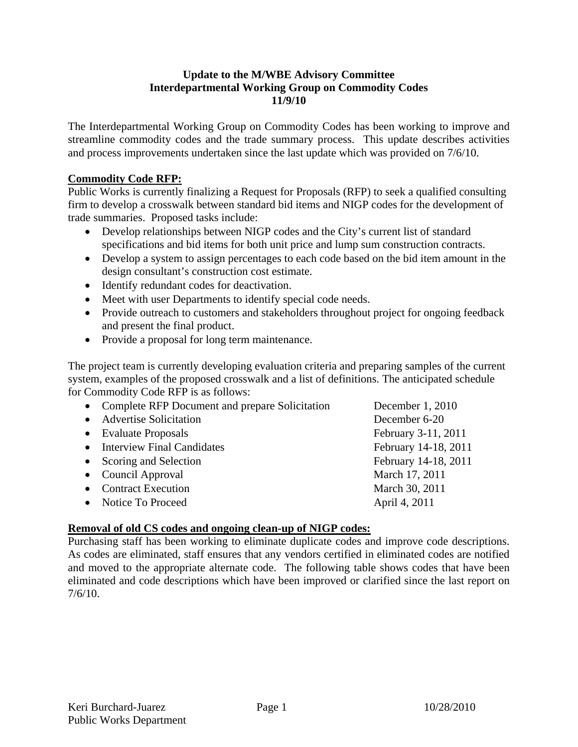**Update to the M/WBE Advisory Committee**
**Interdepartmental Working Group on Commodity Codes**
**11/9/10**

The Interdepartmental Working Group on Commodity Codes has been working to improve and streamline commodity codes and the trade summary process. This update describes activities and process improvements undertaken since the last update which was provided on 7/6/10.

**Commodity Code RFP:**

Public Works is currently finalizing a Request for Proposals (RFP) to seek a qualified consulting firm to develop a crosswalk between standard bid items and NIGP codes for the development of trade summaries. Proposed tasks include:

- Develop relationships between NIGP codes and the City's current list of standard specifications and bid items for both unit price and lump sum construction contracts.
- Develop a system to assign percentages to each code based on the bid item amount in the design consultant's construction cost estimate.
- Identify redundant codes for deactivation.
- Meet with user Departments to identify special code needs.
- Provide outreach to customers and stakeholders throughout project for ongoing feedback and present the final product.
- Provide a proposal for long term maintenance.

The project team is currently developing evaluation criteria and preparing samples of the current system, examples of the proposed crosswalk and a list of definitions. The anticipated schedule for Commodity Code RFP is as follows:

| Task | Date |
|---|---|
| Complete RFP Document and prepare Solicitation | December 1, 2010 |
| Advertise Solicitation | December 6-20 |
| Evaluate Proposals | February 3-11, 2011 |
| Interview Final Candidates | February 14-18, 2011 |
| Scoring and Selection | February 14-18, 2011 |
| Council Approval | March 17, 2011 |
| Contract Execution | March 30, 2011 |
| Notice To Proceed | April 4, 2011 |

**Removal of old CS codes and ongoing clean-up of NIGP codes:**

Purchasing staff has been working to eliminate duplicate codes and improve code descriptions. As codes are eliminated, staff ensures that any vendors certified in eliminated codes are notified and moved to the appropriate alternate code. The following table shows codes that have been eliminated and code descriptions which have been improved or clarified since the last report on 7/6/10.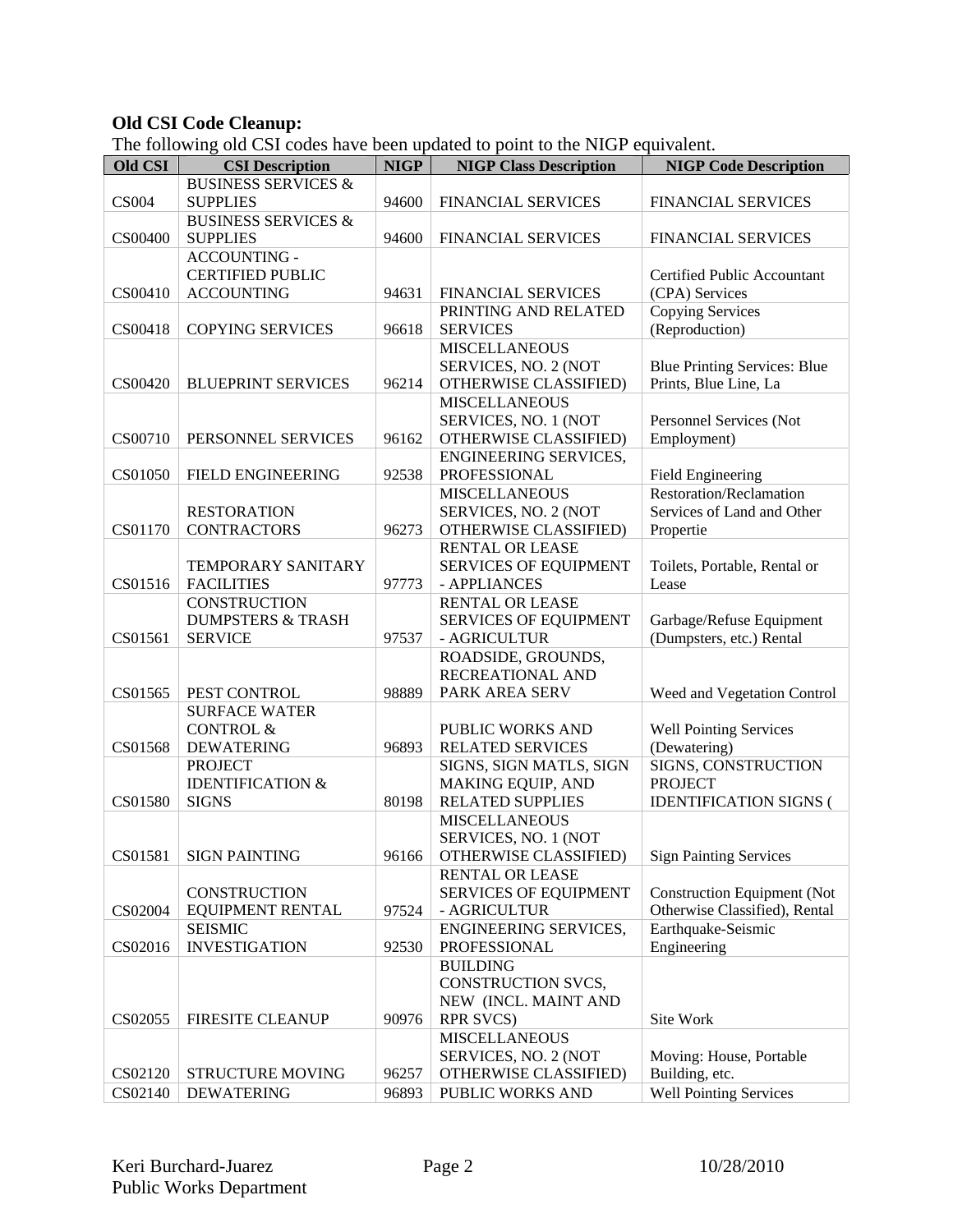**Old CSI Code Cleanup:**

The following old CSI codes have been updated to point to the NIGP equivalent.

| Old CSI | CSI Description | NIGP | NIGP Class Description | NIGP Code Description |
|---|---|---|---|---|
| CS004 | BUSINESS SERVICES & SUPPLIES | 94600 | FINANCIAL SERVICES | FINANCIAL SERVICES |
| CS00400 | BUSINESS SERVICES & SUPPLIES | 94600 | FINANCIAL SERVICES | FINANCIAL SERVICES |
| CS00410 | ACCOUNTING - CERTIFIED PUBLIC ACCOUNTING | 94631 | FINANCIAL SERVICES | Certified Public Accountant (CPA) Services |
| CS00418 | COPYING SERVICES | 96618 | PRINTING AND RELATED SERVICES | Copying Services (Reproduction) |
| CS00420 | BLUEPRINT SERVICES | 96214 | MISCELLANEOUS SERVICES, NO. 2 (NOT OTHERWISE CLASSIFIED) | Blue Printing Services: Blue Prints, Blue Line, La |
| CS00710 | PERSONNEL SERVICES | 96162 | MISCELLANEOUS SERVICES, NO. 1 (NOT OTHERWISE CLASSIFIED) | Personnel Services (Not Employment) |
| CS01050 | FIELD ENGINEERING | 92538 | ENGINEERING SERVICES, PROFESSIONAL | Field Engineering |
| CS01170 | RESTORATION CONTRACTORS | 96273 | MISCELLANEOUS SERVICES, NO. 2 (NOT OTHERWISE CLASSIFIED) | Restoration/Reclamation Services of Land and Other Propertie |
| CS01516 | TEMPORARY SANITARY FACILITIES | 97773 | RENTAL OR LEASE SERVICES OF EQUIPMENT - APPLIANCES | Toilets, Portable, Rental or Lease |
| CS01561 | CONSTRUCTION DUMPSTERS & TRASH SERVICE | 97537 | RENTAL OR LEASE SERVICES OF EQUIPMENT - AGRICULTUR | Garbage/Refuse Equipment (Dumpsters, etc.) Rental |
| CS01565 | PEST CONTROL | 98889 | ROADSIDE, GROUNDS, RECREATIONAL AND PARK AREA SERV | Weed and Vegetation Control |
| CS01568 | SURFACE WATER CONTROL & DEWATERING | 96893 | PUBLIC WORKS AND RELATED SERVICES | Well Pointing Services (Dewatering) |
| CS01580 | PROJECT IDENTIFICATION & SIGNS | 80198 | SIGNS, SIGN MATLS, SIGN MAKING EQUIP, AND RELATED SUPPLIES | SIGNS, CONSTRUCTION PROJECT IDENTIFICATION SIGNS ( |
| CS01581 | SIGN PAINTING | 96166 | MISCELLANEOUS SERVICES, NO. 1 (NOT OTHERWISE CLASSIFIED) | Sign Painting Services |
| CS02004 | CONSTRUCTION EQUIPMENT RENTAL | 97524 | RENTAL OR LEASE SERVICES OF EQUIPMENT - AGRICULTUR | Construction Equipment (Not Otherwise Classified), Rental |
| CS02016 | SEISMIC INVESTIGATION | 92530 | ENGINEERING SERVICES, PROFESSIONAL | Earthquake-Seismic Engineering |
| CS02055 | FIRESITE CLEANUP | 90976 | BUILDING CONSTRUCTION SVCS, NEW (INCL. MAINT AND RPR SVCS) | Site Work |
| CS02120 | STRUCTURE MOVING | 96257 | MISCELLANEOUS SERVICES, NO. 2 (NOT OTHERWISE CLASSIFIED) | Moving: House, Portable Building, etc. |
| CS02140 | DEWATERING | 96893 | PUBLIC WORKS AND | Well Pointing Services |

Keri Burchard-Juarez
Public Works Department

10/28/2010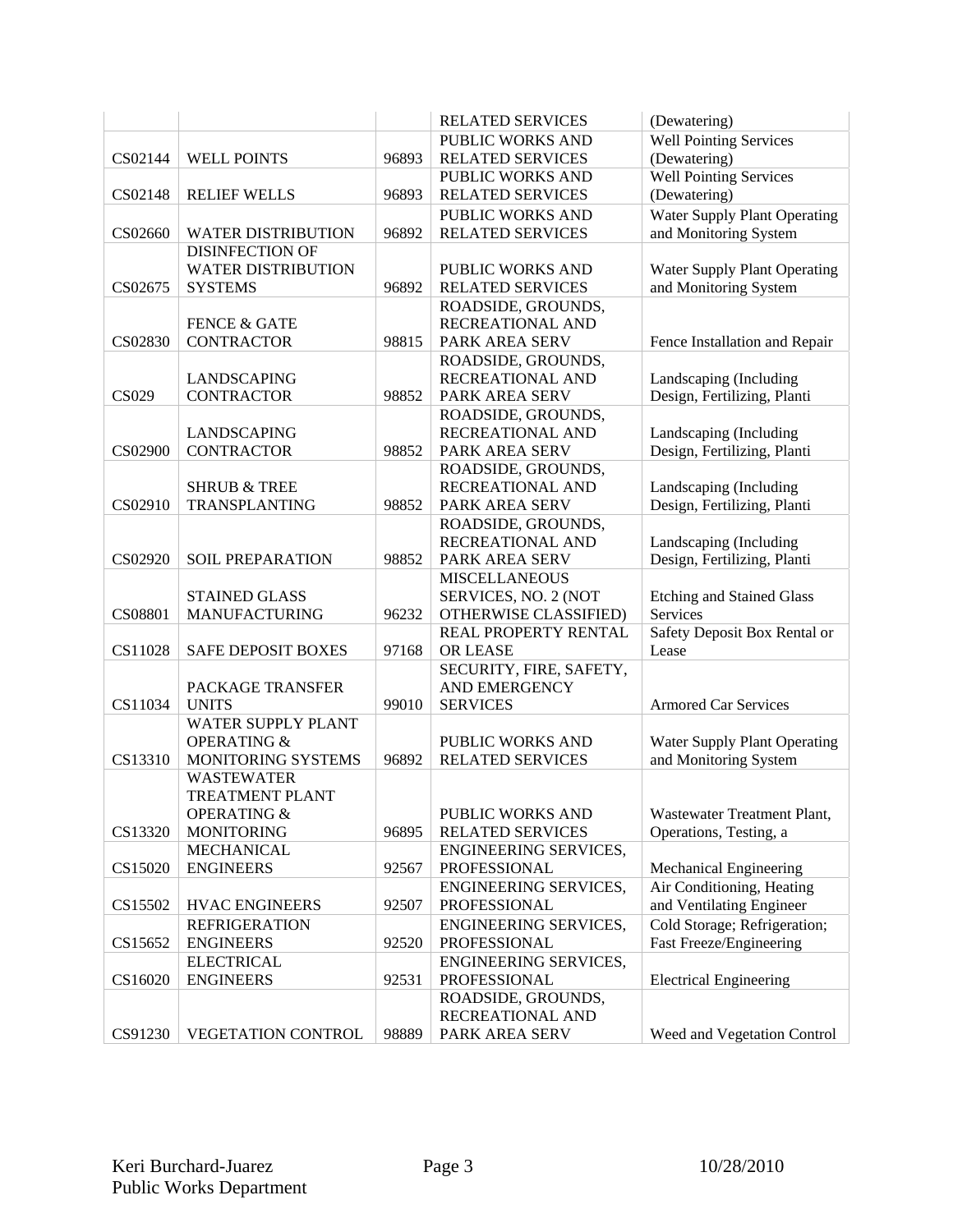| | | | | |
|---|---|---|---|---|
| | | | RELATED SERVICES | (Dewatering) |
| CS02144 | WELL POINTS | 96893 | PUBLIC WORKS AND RELATED SERVICES | Well Pointing Services (Dewatering) |
| CS02148 | RELIEF WELLS | 96893 | PUBLIC WORKS AND RELATED SERVICES | Well Pointing Services (Dewatering) |
| CS02660 | WATER DISTRIBUTION | 96892 | PUBLIC WORKS AND RELATED SERVICES | Water Supply Plant Operating and Monitoring System |
| CS02675 | DISINFECTION OF WATER DISTRIBUTION SYSTEMS | 96892 | PUBLIC WORKS AND RELATED SERVICES | Water Supply Plant Operating and Monitoring System |
| CS02830 | FENCE & GATE CONTRACTOR | 98815 | ROADSIDE, GROUNDS, RECREATIONAL AND PARK AREA SERV | Fence Installation and Repair |
| CS029 | LANDSCAPING CONTRACTOR | 98852 | ROADSIDE, GROUNDS, RECREATIONAL AND PARK AREA SERV | Landscaping (Including Design, Fertilizing, Planti |
| CS02900 | LANDSCAPING CONTRACTOR | 98852 | ROADSIDE, GROUNDS, RECREATIONAL AND PARK AREA SERV | Landscaping (Including Design, Fertilizing, Planti |
| CS02910 | SHRUB & TREE TRANSPLANTING | 98852 | ROADSIDE, GROUNDS, RECREATIONAL AND PARK AREA SERV | Landscaping (Including Design, Fertilizing, Planti |
| CS02920 | SOIL PREPARATION | 98852 | ROADSIDE, GROUNDS, RECREATIONAL AND PARK AREA SERV | Landscaping (Including Design, Fertilizing, Planti |
| CS08801 | STAINED GLASS MANUFACTURING | 96232 | MISCELLANEOUS SERVICES, NO. 2 (NOT OTHERWISE CLASSIFIED) | Etching and Stained Glass Services |
| CS11028 | SAFE DEPOSIT BOXES | 97168 | REAL PROPERTY RENTAL OR LEASE | Safety Deposit Box Rental or Lease |
| CS11034 | PACKAGE TRANSFER UNITS | 99010 | SECURITY, FIRE, SAFETY, AND EMERGENCY SERVICES | Armored Car Services |
| CS13310 | WATER SUPPLY PLANT OPERATING & MONITORING SYSTEMS | 96892 | PUBLIC WORKS AND RELATED SERVICES | Water Supply Plant Operating and Monitoring System |
| CS13320 | WASTEWATER TREATMENT PLANT OPERATING & MONITORING | 96895 | PUBLIC WORKS AND RELATED SERVICES | Wastewater Treatment Plant, Operations, Testing, a |
| CS15020 | MECHANICAL ENGINEERS | 92567 | ENGINEERING SERVICES, PROFESSIONAL | Mechanical Engineering |
| CS15502 | HVAC ENGINEERS | 92507 | ENGINEERING SERVICES, PROFESSIONAL | Air Conditioning, Heating and Ventilating Engineer |
| CS15652 | REFRIGERATION ENGINEERS | 92520 | ENGINEERING SERVICES, PROFESSIONAL | Cold Storage; Refrigeration; Fast Freeze/Engineering |
| CS16020 | ELECTRICAL ENGINEERS | 92531 | ENGINEERING SERVICES, PROFESSIONAL | Electrical Engineering |
| CS91230 | VEGETATION CONTROL | 98889 | ROADSIDE, GROUNDS, RECREATIONAL AND PARK AREA SERV | Weed and Vegetation Control |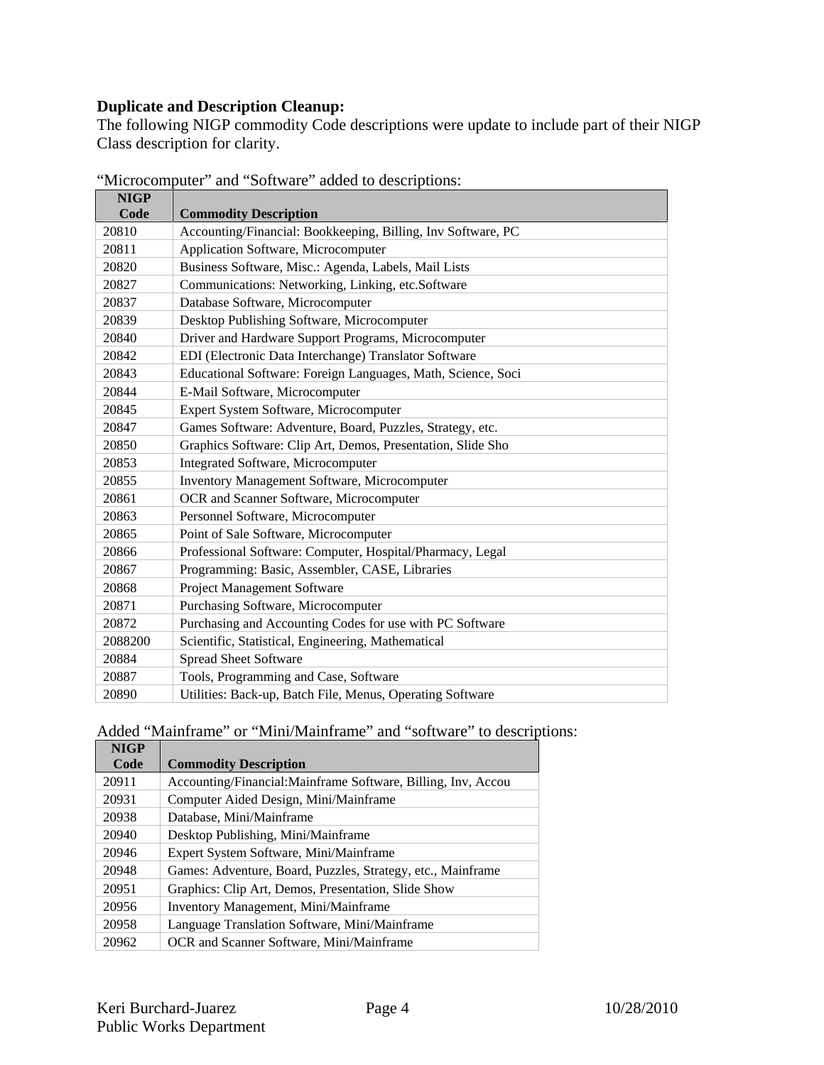**Duplicate and Description Cleanup:**

The following NIGP commodity Code descriptions were update to include part of their NIGP Class description for clarity.

"Microcomputer" and "Software" added to descriptions:

| NIGP Code | Commodity Description |
|---|---|
| 20810 | Accounting/Financial: Bookkeeping, Billing, Inv Software, PC |
| 20811 | Application Software, Microcomputer |
| 20820 | Business Software, Misc.: Agenda, Labels, Mail Lists |
| 20827 | Communications: Networking, Linking, etc.Software |
| 20837 | Database Software, Microcomputer |
| 20839 | Desktop Publishing Software, Microcomputer |
| 20840 | Driver and Hardware Support Programs, Microcomputer |
| 20842 | EDI (Electronic Data Interchange) Translator Software |
| 20843 | Educational Software: Foreign Languages, Math, Science, Soci |
| 20844 | E-Mail Software, Microcomputer |
| 20845 | Expert System Software, Microcomputer |
| 20847 | Games Software: Adventure, Board, Puzzles, Strategy, etc. |
| 20850 | Graphics Software: Clip Art, Demos, Presentation, Slide Sho |
| 20853 | Integrated Software, Microcomputer |
| 20855 | Inventory Management Software, Microcomputer |
| 20861 | OCR and Scanner Software, Microcomputer |
| 20863 | Personnel Software, Microcomputer |
| 20865 | Point of Sale Software, Microcomputer |
| 20866 | Professional Software: Computer, Hospital/Pharmacy, Legal |
| 20867 | Programming: Basic, Assembler, CASE, Libraries |
| 20868 | Project Management Software |
| 20871 | Purchasing Software, Microcomputer |
| 20872 | Purchasing and Accounting Codes for use with PC Software |
| 2088200 | Scientific, Statistical, Engineering, Mathematical |
| 20884 | Spread Sheet Software |
| 20887 | Tools, Programming and Case, Software |
| 20890 | Utilities: Back-up, Batch File, Menus, Operating Software |

Added "Mainframe" or "Mini/Mainframe" and "software" to descriptions:

| NIGP Code | Commodity Description |
|---|---|
| 20911 | Accounting/Financial:Mainframe Software, Billing, Inv, Accou |
| 20931 | Computer Aided Design, Mini/Mainframe |
| 20938 | Database, Mini/Mainframe |
| 20940 | Desktop Publishing, Mini/Mainframe |
| 20946 | Expert System Software, Mini/Mainframe |
| 20948 | Games: Adventure, Board, Puzzles, Strategy, etc., Mainframe |
| 20951 | Graphics: Clip Art, Demos, Presentation, Slide Show |
| 20956 | Inventory Management, Mini/Mainframe |
| 20958 | Language Translation Software, Mini/Mainframe |
| 20962 | OCR and Scanner Software, Mini/Mainframe |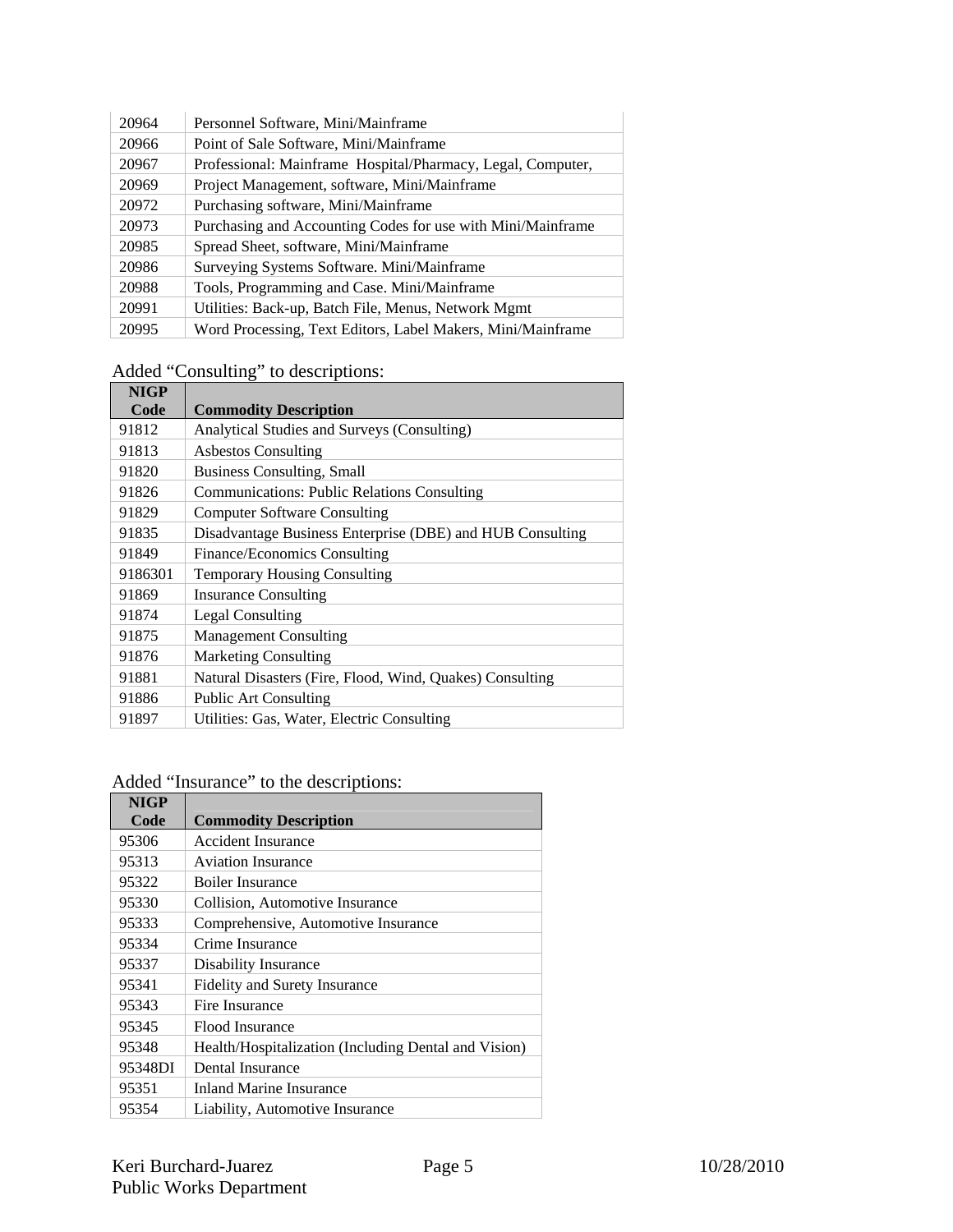| | |
|---|---|
| 20964 | Personnel Software, Mini/Mainframe |
| 20966 | Point of Sale Software, Mini/Mainframe |
| 20967 | Professional: Mainframe Hospital/Pharmacy, Legal, Computer, |
| 20969 | Project Management, software, Mini/Mainframe |
| 20972 | Purchasing software, Mini/Mainframe |
| 20973 | Purchasing and Accounting Codes for use with Mini/Mainframe |
| 20985 | Spread Sheet, software, Mini/Mainframe |
| 20986 | Surveying Systems Software. Mini/Mainframe |
| 20988 | Tools, Programming and Case. Mini/Mainframe |
| 20991 | Utilities: Back-up, Batch File, Menus, Network Mgmt |
| 20995 | Word Processing, Text Editors, Label Makers, Mini/Mainframe |

Added "Consulting" to descriptions:

| NIGP Code | Commodity Description |
|---|---|
| 91812 | Analytical Studies and Surveys (Consulting) |
| 91813 | Asbestos Consulting |
| 91820 | Business Consulting, Small |
| 91826 | Communications: Public Relations Consulting |
| 91829 | Computer Software Consulting |
| 91835 | Disadvantage Business Enterprise (DBE) and HUB Consulting |
| 91849 | Finance/Economics Consulting |
| 9186301 | Temporary Housing Consulting |
| 91869 | Insurance Consulting |
| 91874 | Legal Consulting |
| 91875 | Management Consulting |
| 91876 | Marketing Consulting |
| 91881 | Natural Disasters (Fire, Flood, Wind, Quakes) Consulting |
| 91886 | Public Art Consulting |
| 91897 | Utilities: Gas, Water, Electric Consulting |

Added "Insurance" to the descriptions:

| NIGP Code | Commodity Description |
|---|---|
| 95306 | Accident Insurance |
| 95313 | Aviation Insurance |
| 95322 | Boiler Insurance |
| 95330 | Collision, Automotive Insurance |
| 95333 | Comprehensive, Automotive Insurance |
| 95334 | Crime Insurance |
| 95337 | Disability Insurance |
| 95341 | Fidelity and Surety Insurance |
| 95343 | Fire Insurance |
| 95345 | Flood Insurance |
| 95348 | Health/Hospitalization (Including Dental and Vision) |
| 95348DI | Dental Insurance |
| 95351 | Inland Marine Insurance |
| 95354 | Liability, Automotive Insurance |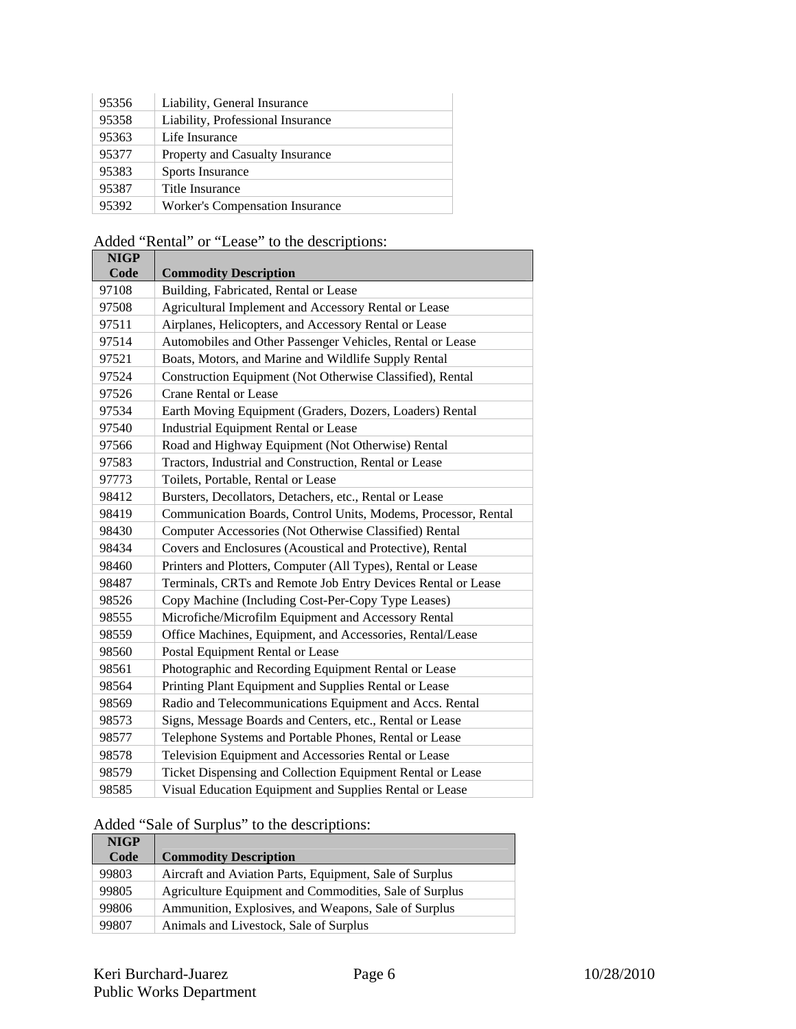| | |
|---|---|
| 95356 | Liability, General Insurance |
| 95358 | Liability, Professional Insurance |
| 95363 | Life Insurance |
| 95377 | Property and Casualty Insurance |
| 95383 | Sports Insurance |
| 95387 | Title Insurance |
| 95392 | Worker's Compensation Insurance |

Added "Rental" or "Lease" to the descriptions:

| NIGP Code | Commodity Description |
|---|---|
| 97108 | Building, Fabricated, Rental or Lease |
| 97508 | Agricultural Implement and Accessory Rental or Lease |
| 97511 | Airplanes, Helicopters, and Accessory Rental or Lease |
| 97514 | Automobiles and Other Passenger Vehicles, Rental or Lease |
| 97521 | Boats, Motors, and Marine and Wildlife Supply Rental |
| 97524 | Construction Equipment (Not Otherwise Classified), Rental |
| 97526 | Crane Rental or Lease |
| 97534 | Earth Moving Equipment (Graders, Dozers, Loaders) Rental |
| 97540 | Industrial Equipment Rental or Lease |
| 97566 | Road and Highway Equipment (Not Otherwise) Rental |
| 97583 | Tractors, Industrial and Construction, Rental or Lease |
| 97773 | Toilets, Portable, Rental or Lease |
| 98412 | Bursters, Decollators, Detachers, etc., Rental or Lease |
| 98419 | Communication Boards, Control Units, Modems, Processor, Rental |
| 98430 | Computer Accessories (Not Otherwise Classified) Rental |
| 98434 | Covers and Enclosures (Acoustical and Protective), Rental |
| 98460 | Printers and Plotters, Computer (All Types), Rental or Lease |
| 98487 | Terminals, CRTs and Remote Job Entry Devices Rental or Lease |
| 98526 | Copy Machine (Including Cost-Per-Copy Type Leases) |
| 98555 | Microfiche/Microfilm Equipment and Accessory Rental |
| 98559 | Office Machines, Equipment, and Accessories, Rental/Lease |
| 98560 | Postal Equipment Rental or Lease |
| 98561 | Photographic and Recording Equipment Rental or Lease |
| 98564 | Printing Plant Equipment and Supplies Rental or Lease |
| 98569 | Radio and Telecommunications Equipment and Accs. Rental |
| 98573 | Signs, Message Boards and Centers, etc., Rental or Lease |
| 98577 | Telephone Systems and Portable Phones, Rental or Lease |
| 98578 | Television Equipment and Accessories Rental or Lease |
| 98579 | Ticket Dispensing and Collection Equipment Rental or Lease |
| 98585 | Visual Education Equipment and Supplies Rental or Lease |

Added "Sale of Surplus" to the descriptions:

| NIGP Code | Commodity Description |
|---|---|
| 99803 | Aircraft and Aviation Parts, Equipment, Sale of Surplus |
| 99805 | Agriculture Equipment and Commodities, Sale of Surplus |
| 99806 | Ammunition, Explosives, and Weapons, Sale of Surplus |
| 99807 | Animals and Livestock, Sale of Surplus |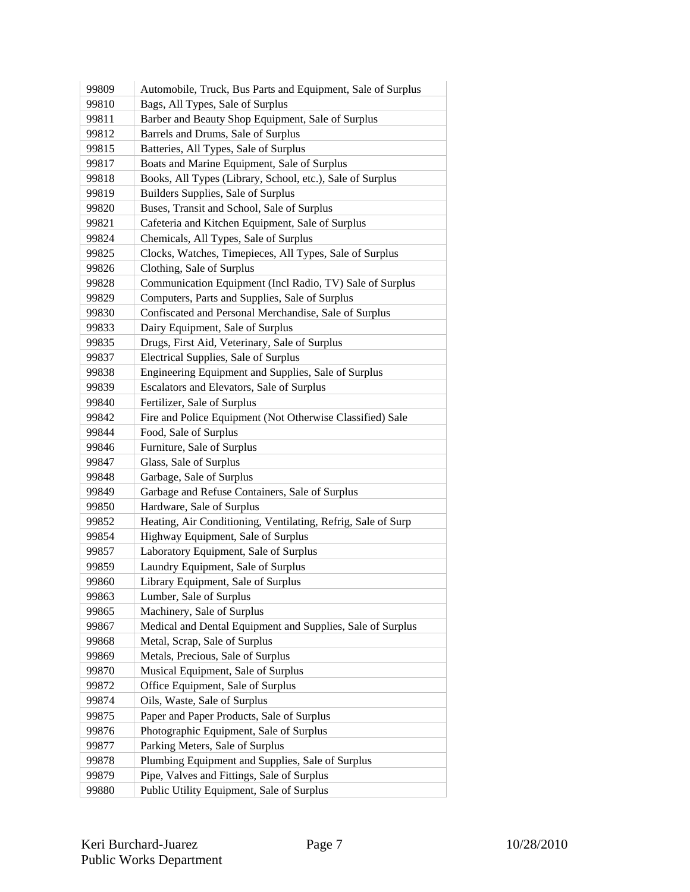| | |
|---|---|
| 99809 | Automobile, Truck, Bus Parts and Equipment, Sale of Surplus |
| 99810 | Bags, All Types, Sale of Surplus |
| 99811 | Barber and Beauty Shop Equipment, Sale of Surplus |
| 99812 | Barrels and Drums, Sale of Surplus |
| 99815 | Batteries, All Types, Sale of Surplus |
| 99817 | Boats and Marine Equipment, Sale of Surplus |
| 99818 | Books, All Types (Library, School, etc.), Sale of Surplus |
| 99819 | Builders Supplies, Sale of Surplus |
| 99820 | Buses, Transit and School, Sale of Surplus |
| 99821 | Cafeteria and Kitchen Equipment, Sale of Surplus |
| 99824 | Chemicals, All Types, Sale of Surplus |
| 99825 | Clocks, Watches, Timepieces, All Types, Sale of Surplus |
| 99826 | Clothing, Sale of Surplus |
| 99828 | Communication Equipment (Incl Radio, TV) Sale of Surplus |
| 99829 | Computers, Parts and Supplies, Sale of Surplus |
| 99830 | Confiscated and Personal Merchandise, Sale of Surplus |
| 99833 | Dairy Equipment, Sale of Surplus |
| 99835 | Drugs, First Aid, Veterinary, Sale of Surplus |
| 99837 | Electrical Supplies, Sale of Surplus |
| 99838 | Engineering Equipment and Supplies, Sale of Surplus |
| 99839 | Escalators and Elevators, Sale of Surplus |
| 99840 | Fertilizer, Sale of Surplus |
| 99842 | Fire and Police Equipment (Not Otherwise Classified) Sale |
| 99844 | Food, Sale of Surplus |
| 99846 | Furniture, Sale of Surplus |
| 99847 | Glass, Sale of Surplus |
| 99848 | Garbage, Sale of Surplus |
| 99849 | Garbage and Refuse Containers, Sale of Surplus |
| 99850 | Hardware, Sale of Surplus |
| 99852 | Heating, Air Conditioning, Ventilating, Refrig, Sale of Surp |
| 99854 | Highway Equipment, Sale of Surplus |
| 99857 | Laboratory Equipment, Sale of Surplus |
| 99859 | Laundry Equipment, Sale of Surplus |
| 99860 | Library Equipment, Sale of Surplus |
| 99863 | Lumber, Sale of Surplus |
| 99865 | Machinery, Sale of Surplus |
| 99867 | Medical and Dental Equipment and Supplies, Sale of Surplus |
| 99868 | Metal, Scrap, Sale of Surplus |
| 99869 | Metals, Precious, Sale of Surplus |
| 99870 | Musical Equipment, Sale of Surplus |
| 99872 | Office Equipment, Sale of Surplus |
| 99874 | Oils, Waste, Sale of Surplus |
| 99875 | Paper and Paper Products, Sale of Surplus |
| 99876 | Photographic Equipment, Sale of Surplus |
| 99877 | Parking Meters, Sale of Surplus |
| 99878 | Plumbing Equipment and Supplies, Sale of Surplus |
| 99879 | Pipe, Valves and Fittings, Sale of Surplus |
| 99880 | Public Utility Equipment, Sale of Surplus |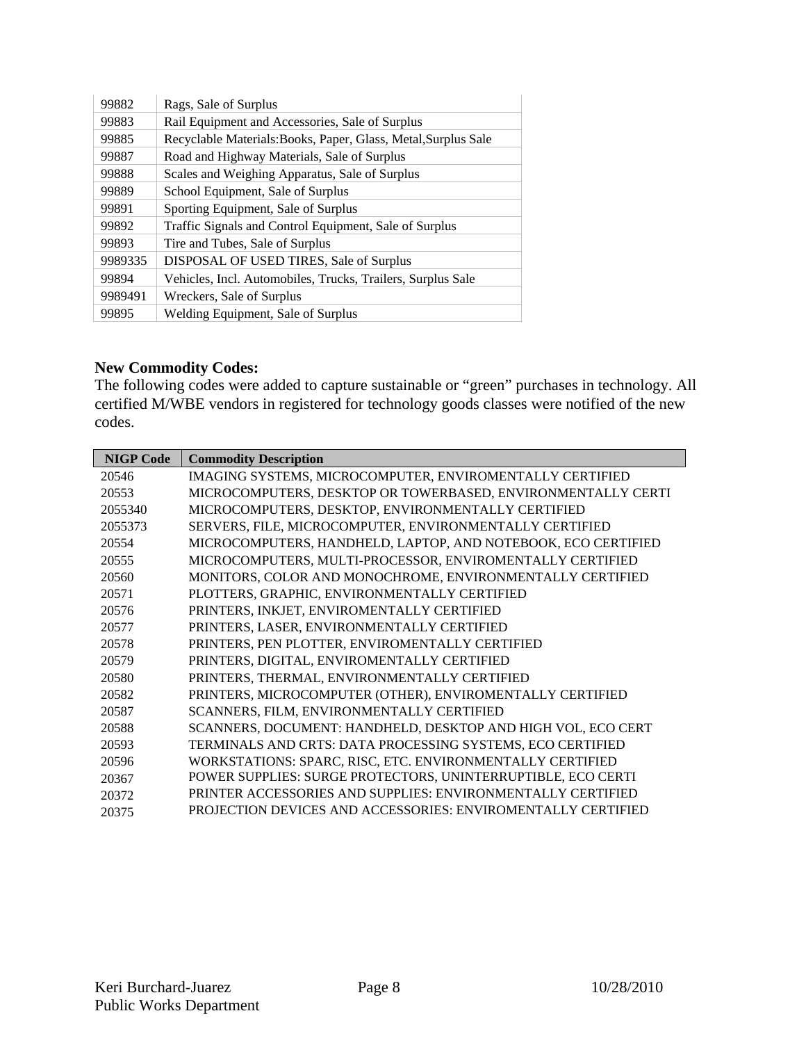| | |
|---|---|
| 99882 | Rags, Sale of Surplus |
| 99883 | Rail Equipment and Accessories, Sale of Surplus |
| 99885 | Recyclable Materials:Books, Paper, Glass, Metal,Surplus Sale |
| 99887 | Road and Highway Materials, Sale of Surplus |
| 99888 | Scales and Weighing Apparatus, Sale of Surplus |
| 99889 | School Equipment, Sale of Surplus |
| 99891 | Sporting Equipment, Sale of Surplus |
| 99892 | Traffic Signals and Control Equipment, Sale of Surplus |
| 99893 | Tire and Tubes, Sale of Surplus |
| 9989335 | DISPOSAL OF USED TIRES, Sale of Surplus |
| 99894 | Vehicles, Incl. Automobiles, Trucks, Trailers, Surplus Sale |
| 9989491 | Wreckers, Sale of Surplus |
| 99895 | Welding Equipment, Sale of Surplus |

**New Commodity Codes:**

The following codes were added to capture sustainable or "green" purchases in technology. All certified M/WBE vendors in registered for technology goods classes were notified of the new codes.

| NIGP Code | Commodity Description |
|---|---|
| 20546 | IMAGING SYSTEMS, MICROCOMPUTER, ENVIROMENTALLY CERTIFIED |
| 20553 | MICROCOMPUTERS, DESKTOP OR TOWERBASED, ENVIRONMENTALLY CERTI |
| 2055340 | MICROCOMPUTERS, DESKTOP, ENVIRONMENTALLY CERTIFIED |
| 2055373 | SERVERS, FILE, MICROCOMPUTER, ENVIRONMENTALLY CERTIFIED |
| 20554 | MICROCOMPUTERS, HANDHELD, LAPTOP, AND NOTEBOOK, ECO CERTIFIED |
| 20555 | MICROCOMPUTERS, MULTI-PROCESSOR, ENVIROMENTALLY CERTIFIED |
| 20560 | MONITORS, COLOR AND MONOCHROME, ENVIRONMENTALLY CERTIFIED |
| 20571 | PLOTTERS, GRAPHIC, ENVIRONMENTALLY CERTIFIED |
| 20576 | PRINTERS, INKJET, ENVIROMENTALLY CERTIFIED |
| 20577 | PRINTERS, LASER, ENVIRONMENTALLY CERTIFIED |
| 20578 | PRINTERS, PEN PLOTTER, ENVIROMENTALLY CERTIFIED |
| 20579 | PRINTERS, DIGITAL, ENVIROMENTALLY CERTIFIED |
| 20580 | PRINTERS, THERMAL, ENVIRONMENTALLY CERTIFIED |
| 20582 | PRINTERS, MICROCOMPUTER (OTHER), ENVIROMENTALLY CERTIFIED |
| 20587 | SCANNERS, FILM, ENVIRONMENTALLY CERTIFIED |
| 20588 | SCANNERS, DOCUMENT: HANDHELD, DESKTOP AND HIGH VOL, ECO CERT |
| 20593 | TERMINALS AND CRTS: DATA PROCESSING SYSTEMS, ECO CERTIFIED |
| 20596 | WORKSTATIONS: SPARC, RISC, ETC. ENVIRONMENTALLY CERTIFIED |
| 20367 | POWER SUPPLIES: SURGE PROTECTORS, UNINTERRUPTIBLE, ECO CERTI |
| 20372 | PRINTER ACCESSORIES AND SUPPLIES: ENVIRONMENTALLY CERTIFIED |
| 20375 | PROJECTION DEVICES AND ACCESSORIES: ENVIROMENTALLY CERTIFIED |